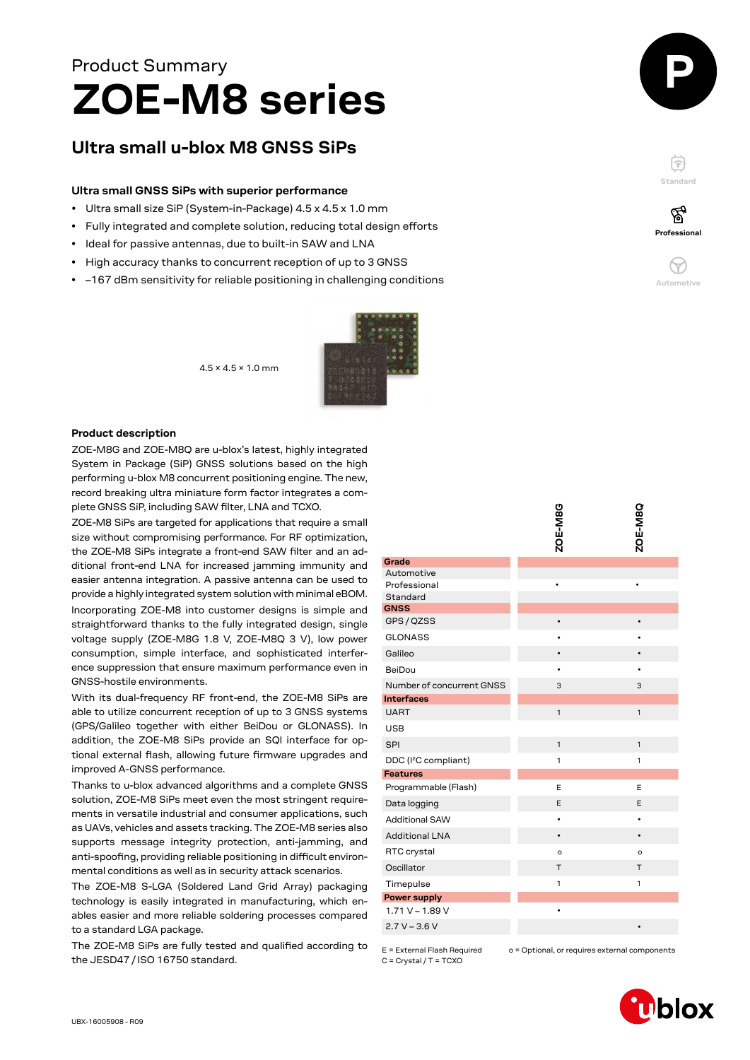Product Summary

# ZOE-M8 series

## Ultra small u-blox M8 GNSS SiPs

P

Standard

Professional

Automotive

### Ultra small GNSS SiPs with superior performance

- Ultra small size SiP (System-in-Package) 4.5 x 4.5 x 1.0 mm
- Fully integrated and complete solution, reducing total design efforts
- Ideal for passive antennas, due to built-in SAW and LNA
- High accuracy thanks to concurrent reception of up to 3 GNSS
- –167 dBm sensitivity for reliable positioning in challenging conditions

4.5 × 4.5 × 1.0 mm

### Product description

ZOE-M8G and ZOE-M8Q are u-blox's latest, highly integrated System in Package (SiP) GNSS solutions based on the high performing u-blox M8 concurrent positioning engine. The new, record breaking ultra miniature form factor integrates a complete GNSS SiP, including SAW filter, LNA and TCXO.

ZOE-M8 SiPs are targeted for applications that require a small size without compromising performance. For RF optimization, the ZOE-M8 SiPs integrate a front-end SAW filter and an additional front-end LNA for increased jamming immunity and easier antenna integration. A passive antenna can be used to provide a highly integrated system solution with minimal eBOM.

Incorporating ZOE-M8 into customer designs is simple and straightforward thanks to the fully integrated design, single voltage supply (ZOE-M8G 1.8 V, ZOE-M8Q 3 V), low power consumption, simple interface, and sophisticated interference suppression that ensure maximum performance even in GNSS-hostile environments.

With its dual-frequency RF front-end, the ZOE-M8 SiPs are able to utilize concurrent reception of up to 3 GNSS systems (GPS/Galileo together with either BeiDou or GLONASS). In addition, the ZOE-M8 SiPs provide an SQI interface for optional external flash, allowing future firmware upgrades and improved A-GNSS performance.

Thanks to u-blox advanced algorithms and a complete GNSS solution, ZOE-M8 SiPs meet even the most stringent requirements in versatile industrial and consumer applications, such as UAVs, vehicles and assets tracking. The ZOE-M8 series also supports message integrity protection, anti-jamming, and anti-spoofing, providing reliable positioning in difficult environmental conditions as well as in security attack scenarios.

The ZOE-M8 S-LGA (Soldered Land Grid Array) packaging technology is easily integrated in manufacturing, which enables easier and more reliable soldering processes compared to a standard LGA package.

The ZOE-M8 SiPs are fully tested and qualified according to the JESD47 / ISO 16750 standard.

| | ZOE-M8G | ZOE-M8Q |
|---|---|---|
| **Grade** | | |
| Automotive | | |
| Professional | • | • |
| Standard | | |
| **GNSS** | | |
| GPS / QZSS | • | • |
| GLONASS | • | • |
| Galileo | • | • |
| BeiDou | • | • |
| Number of concurrent GNSS | 3 | 3 |
| **Interfaces** | | |
| UART | 1 | 1 |
| USB | | |
| SPI | 1 | 1 |
| DDC (I²C compliant) | 1 | 1 |
| **Features** | | |
| Programmable (Flash) | E | E |
| Data logging | E | E |
| Additional SAW | • | • |
| Additional LNA | • | • |
| RTC crystal | o | o |
| Oscillator | T | T |
| Timepulse | 1 | 1 |
| **Power supply** | | |
| 1.71 V – 1.89 V | • | |
| 2.7 V – 3.6 V | | • |

E = External Flash Required
C = Crystal / T = TCXO
o = Optional, or requires external components

UBX-16005908 - R09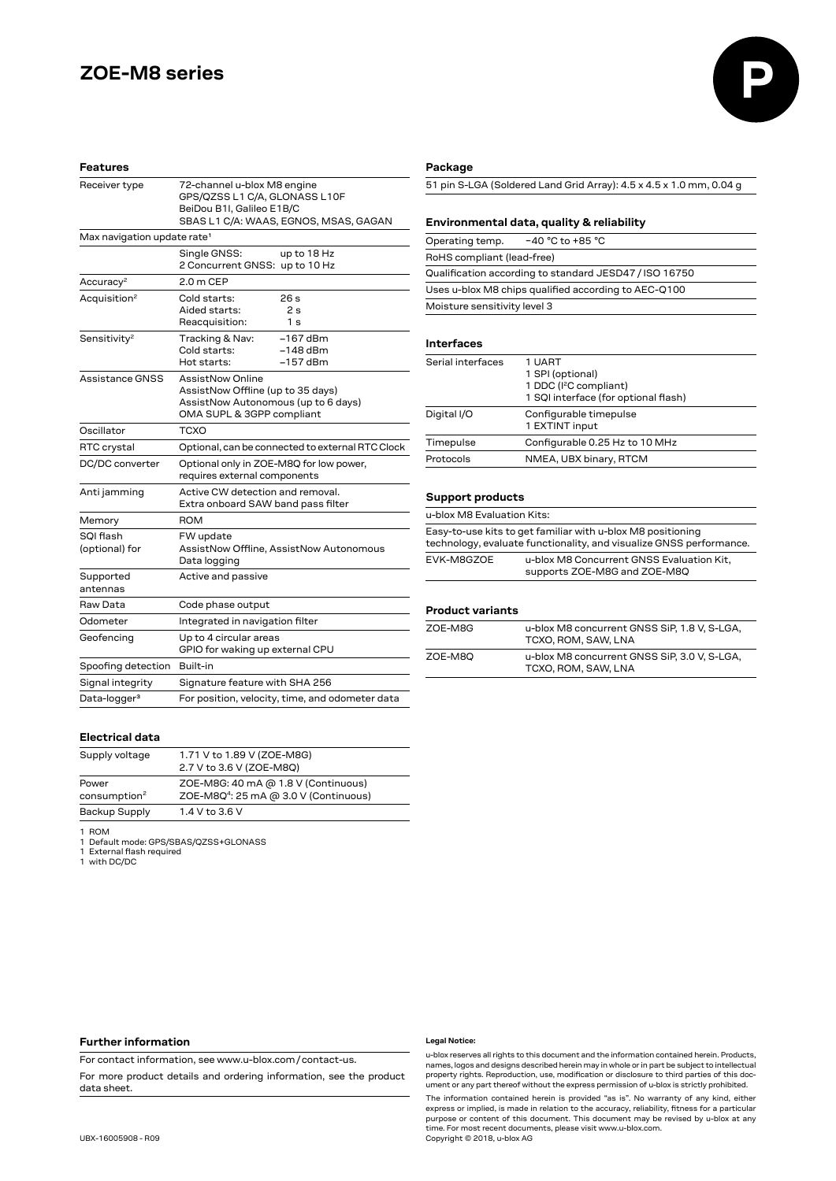# ZOE-M8 series

P

### Features

| | |
|---|---|
| Receiver type | 72-channel u-blox M8 engine<br>GPS/QZSS L1 C/A, GLONASS L10F<br>BeiDou B1I, Galileo E1B/C<br>SBAS L1 C/A: WAAS, EGNOS, MSAS, GAGAN |
| Max navigation update rate[1] | |
| | Single GNSS: up to 18 Hz<br>2 Concurrent GNSS: up to 10 Hz |
| Accuracy[2] | 2.0 m CEP |
| Acquisition[2] | Cold starts: 26 s<br>Aided starts: 2 s<br>Reacquisition: 1 s |
| Sensitivity[2] | Tracking & Nav: –167 dBm<br>Cold starts: –148 dBm<br>Hot starts: –157 dBm |
| Assistance GNSS | AssistNow Online<br>AssistNow Offline (up to 35 days)<br>AssistNow Autonomous (up to 6 days)<br>OMA SUPL & 3GPP compliant |
| Oscillator | TCXO |
| RTC crystal | Optional, can be connected to external RTC Clock |
| DC/DC converter | Optional only in ZOE-M8Q for low power, requires external components |
| Anti jamming | Active CW detection and removal.<br>Extra onboard SAW band pass filter |
| Memory | ROM |
| SQI flash (optional) for | FW update<br>AssistNow Offline, AssistNow Autonomous<br>Data logging |
| Supported antennas | Active and passive |
| Raw Data | Code phase output |
| Odometer | Integrated in navigation filter |
| Geofencing | Up to 4 circular areas<br>GPIO for waking up external CPU |
| Spoofing detection | Built-in |
| Signal integrity | Signature feature with SHA 256 |
| Data-logger[3] | For position, velocity, time, and odometer data |

### Electrical data

| | |
|---|---|
| Supply voltage | 1.71 V to 1.89 V (ZOE-M8G)<br>2.7 V to 3.6 V (ZOE-M8Q) |
| Power consumption[2] | ZOE-M8G: 40 mA @ 1.8 V (Continuous)<br>ZOE-M8Q[4]: 25 mA @ 3.0 V (Continuous) |
| Backup Supply | 1.4 V to 3.6 V |

1 ROM
1 Default mode: GPS/SBAS/QZSS+GLONASS
1 External flash required
1 with DC/DC

### Package

51 pin S-LGA (Soldered Land Grid Array): 4.5 x 4.5 x 1.0 mm, 0.04 g

### Environmental data, quality & reliability

| | |
|---|---|
| Operating temp. | –40 °C to +85 °C |
| RoHS compliant (lead-free) | |
| Qualification according to standard JESD47 / ISO 16750 | |
| Uses u-blox M8 chips qualified according to AEC-Q100 | |
| Moisture sensitivity level 3 | |

### Interfaces

| | |
|---|---|
| Serial interfaces | 1 UART<br>1 SPI (optional)<br>1 DDC (I²C compliant)<br>1 SQI interface (for optional flash) |
| Digital I/O | Configurable timepulse<br>1 EXTINT input |
| Timepulse | Configurable 0.25 Hz to 10 MHz |
| Protocols | NMEA, UBX binary, RTCM |

### Support products

u-blox M8 Evaluation Kits:

Easy-to-use kits to get familiar with u-blox M8 positioning technology, evaluate functionality, and visualize GNSS performance.

| | |
|---|---|
| EVK-M8GZOE | u-blox M8 Concurrent GNSS Evaluation Kit, supports ZOE-M8G and ZOE-M8Q |

### Product variants

| | |
|---|---|
| ZOE-M8G | u-blox M8 concurrent GNSS SiP, 1.8 V, S-LGA, TCXO, ROM, SAW, LNA |
| ZOE-M8Q | u-blox M8 concurrent GNSS SiP, 3.0 V, S-LGA, TCXO, ROM, SAW, LNA |

### Further information

For contact information, see www.u-blox.com / contact-us.

For more product details and ordering information, see the product data sheet.

UBX-16005908 - R09

**Legal Notice:**

u-blox reserves all rights to this document and the information contained herein. Products, names, logos and designs described herein may in whole or in part be subject to intellectual property rights. Reproduction, use, modification or disclosure to third parties of this document or any part thereof without the express permission of u-blox is strictly prohibited.

The information contained herein is provided "as is". No warranty of any kind, either express or implied, is made in relation to the accuracy, reliability, fitness for a particular purpose or content of this document. This document may be revised by u-blox at any time. For most recent documents, please visit www.u-blox.com.
Copyright © 2018, u-blox AG